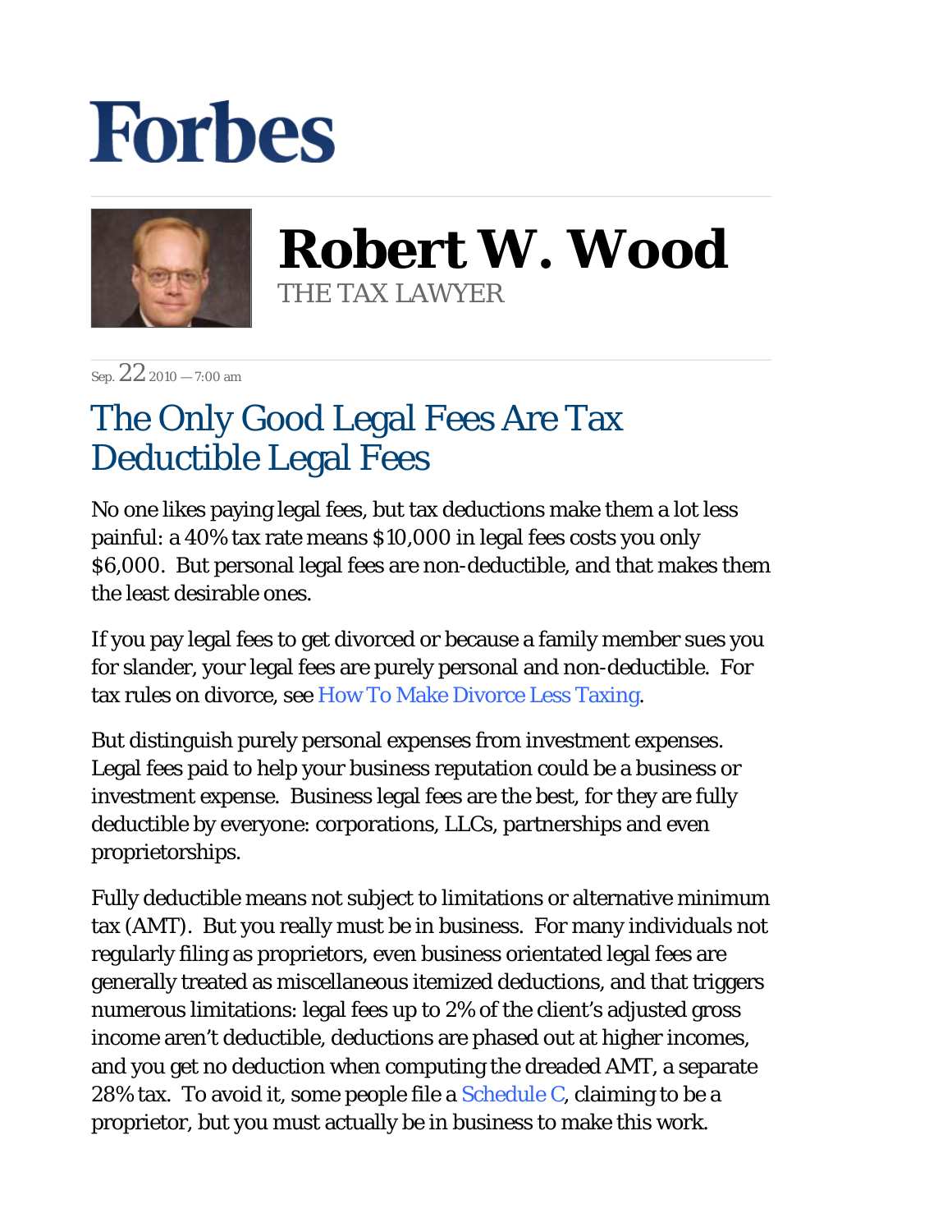# Forbes

## Robert W. Wood

THE TAX LAWYER

Sep. 22 2010 — 7:00 am

# The Only Good Legal Fees Are Tax Deductible Legal Fees

No one likes paying legal fees, but tax deductions make them a lot less painful: a 40% tax rate means $10,000 in legal fees costs you only $6,000. But personal legal fees are non-deductible, and that makes them the least desirable ones.

If you pay legal fees to get divorced or because a family member sues you for slander, your legal fees are purely personal and non-deductible. For tax rules on divorce, see How To Make Divorce Less Taxing.

But distinguish purely personal expenses from investment expenses. Legal fees paid to help your business reputation could be a business or investment expense. Business legal fees are the best, for they are fully deductible by everyone: corporations, LLCs, partnerships and even proprietorships.

Fully deductible means not subject to limitations or alternative minimum tax (AMT). But you really must be in business. For many individuals not regularly filing as proprietors, even business orientated legal fees are generally treated as miscellaneous itemized deductions, and that triggers numerous limitations: legal fees up to 2% of the client's adjusted gross income aren't deductible, deductions are phased out at higher incomes, and you get no deduction when computing the dreaded AMT, a separate 28% tax. To avoid it, some people file a Schedule C, claiming to be a proprietor, but you must actually be in business to make this work.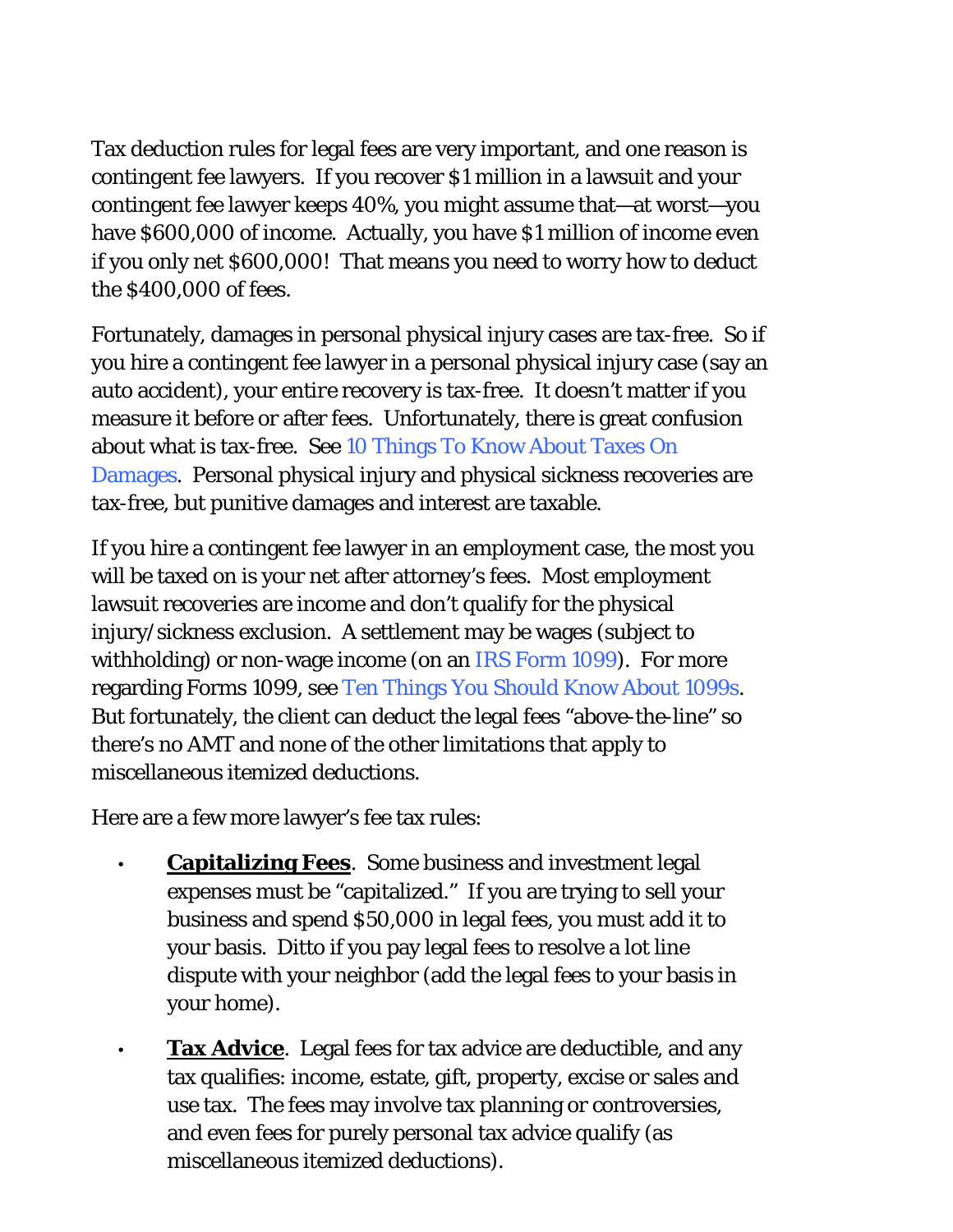Tax deduction rules for legal fees are very important, and one reason is contingent fee lawyers. If you recover $1 million in a lawsuit and your contingent fee lawyer keeps 40%, you might assume that—at worst—you have $600,000 of income. Actually, you have $1 million of income even if you only net $600,000! That means you need to worry how to deduct the $400,000 of fees.

Fortunately, damages in personal physical injury cases are tax-free. So if you hire a contingent fee lawyer in a personal physical injury case (say an auto accident), your entire recovery is tax-free. It doesn't matter if you measure it before or after fees. Unfortunately, there is great confusion about what is tax-free. See 10 Things To Know About Taxes On Damages. Personal physical injury and physical sickness recoveries are tax-free, but punitive damages and interest are taxable.

If you hire a contingent fee lawyer in an employment case, the most you will be taxed on is your net after attorney's fees. Most employment lawsuit recoveries are income and don't qualify for the physical injury/sickness exclusion. A settlement may be wages (subject to withholding) or non-wage income (on an IRS Form 1099). For more regarding Forms 1099, see Ten Things You Should Know About 1099s. But fortunately, the client can deduct the legal fees "above-the-line" so there's no AMT and none of the other limitations that apply to miscellaneous itemized deductions.

Here are a few more lawyer's fee tax rules:

- **Capitalizing Fees**. Some business and investment legal expenses must be "capitalized." If you are trying to sell your business and spend $50,000 in legal fees, you must add it to your basis. Ditto if you pay legal fees to resolve a lot line dispute with your neighbor (add the legal fees to your basis in your home).

- **Tax Advice**. Legal fees for tax advice are deductible, and any tax qualifies: income, estate, gift, property, excise or sales and use tax. The fees may involve tax planning or controversies, and even fees for purely personal tax advice qualify (as miscellaneous itemized deductions).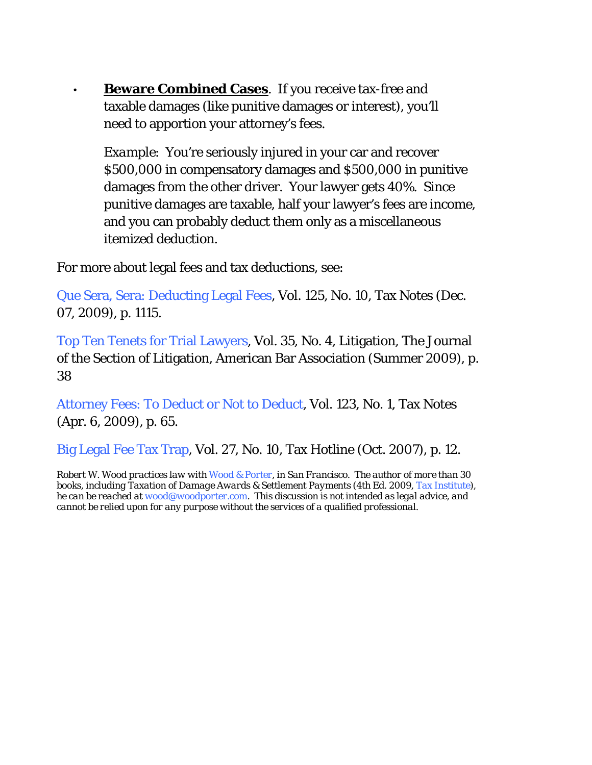- **Beware Combined Cases**. If you receive tax-free and taxable damages (like punitive damages or interest), you'll need to apportion your attorney's fees.

  *Example*: You're seriously injured in your car and recover $500,000 in compensatory damages and $500,000 in punitive damages from the other driver. Your lawyer gets 40%. Since punitive damages are taxable, half your lawyer's fees are income, and you can probably deduct them only as a miscellaneous itemized deduction.

For more about legal fees and tax deductions, see:

Que Sera, Sera: Deducting Legal Fees, Vol. 125, No. 10, Tax Notes (Dec. 07, 2009), p. 1115.

Top Ten Tenets for Trial Lawyers, Vol. 35, No. 4, Litigation, The Journal of the Section of Litigation, American Bar Association (Summer 2009), p. 38

Attorney Fees: To Deduct or Not to Deduct, Vol. 123, No. 1, Tax Notes (Apr. 6, 2009), p. 65.

Big Legal Fee Tax Trap, Vol. 27, No. 10, Tax Hotline (Oct. 2007), p. 12.

*Robert W. Wood practices law with Wood & Porter, in San Francisco. The author of more than 30 books, including Taxation of Damage Awards & Settlement Payments (4th Ed. 2009, Tax Institute), he can be reached at wood@woodporter.com. This discussion is not intended as legal advice, and cannot be relied upon for any purpose without the services of a qualified professional.*